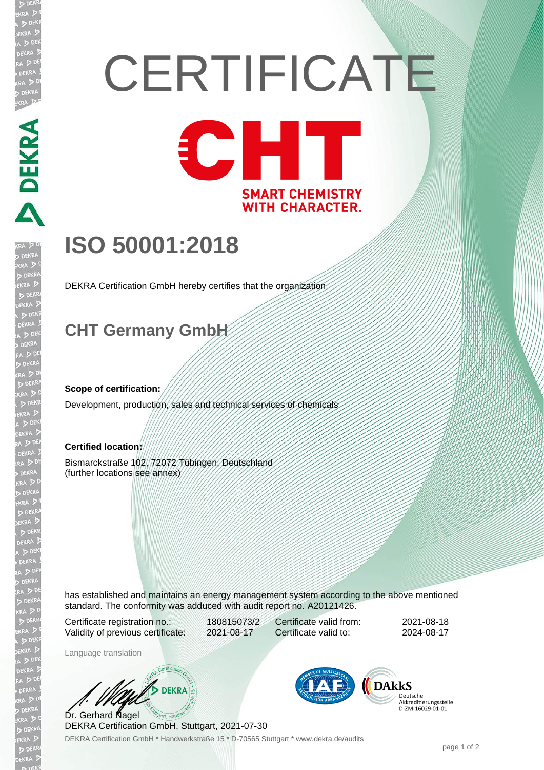# CERTIFICATE

CHT

SMART CHEMISTRY WITH CHARACTER.

## ISO 50001:2018

DEKRA Certification GmbH hereby certifies that the organization

## CHT Germany GmbH

**Scope of certification:**

Development, production, sales and technical services of chemicals

**Certified location:**

Bismarckstraße 102, 72072 Tübingen, Deutschland
(further locations see annex)

has established and maintains an energy management system according to the above mentioned standard. The conformity was adduced with audit report no. A20121426.

| | | | |
|---|---|---|---|
| Certificate registration no.: | 180815073/2 | Certificate valid from: | 2021-08-18 |
| Validity of previous certificate: | 2021-08-17 | Certificate valid to: | 2024-08-17 |

Language translation

Dr. Gerhard Nagel
DEKRA Certification GmbH, Stuttgart, 2021-07-30

DAkkS
Deutsche Akkreditierungsstelle
D-ZM-16029-01-01

DEKRA Certification GmbH * Handwerkstraße 15 * D-70565 Stuttgart * www.dekra.de/audits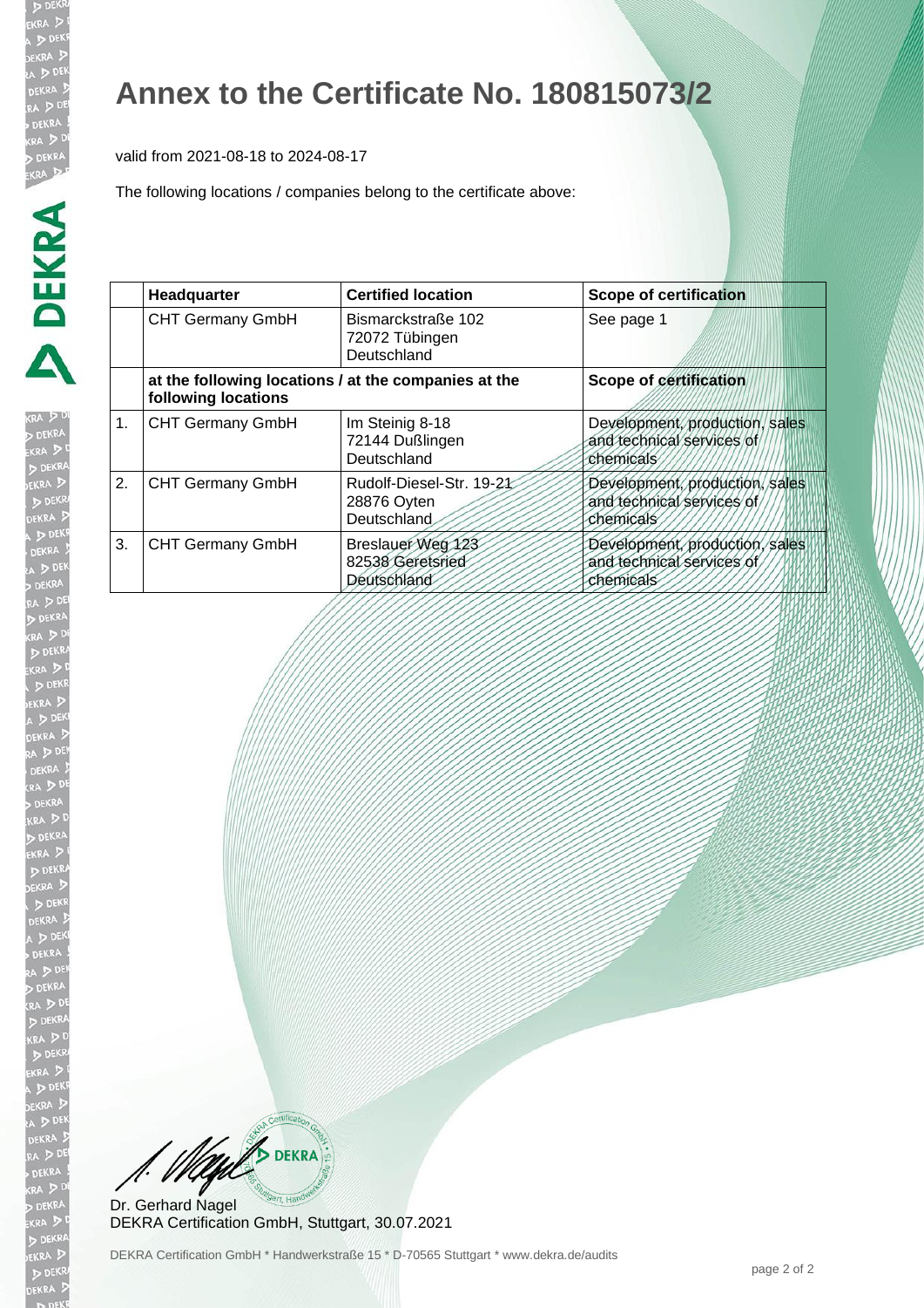# Annex to the Certificate No. 180815073/2

valid from 2021-08-18 to 2024-08-17

The following locations / companies belong to the certificate above:

| | Headquarter | Certified location | Scope of certification |
|---|---|---|---|
| | CHT Germany GmbH | Bismarckstraße 102<br>72072 Tübingen<br>Deutschland | See page 1 |
| | **at the following locations / at the companies at the following locations** | | **Scope of certification** |
| 1. | CHT Germany GmbH | Im Steinig 8-18<br>72144 Dußlingen<br>Deutschland | Development, production, sales and technical services of chemicals |
| 2. | CHT Germany GmbH | Rudolf-Diesel-Str. 19-21<br>28876 Oyten<br>Deutschland | Development, production, sales and technical services of chemicals |
| 3. | CHT Germany GmbH | Breslauer Weg 123<br>82538 Geretsried<br>Deutschland | Development, production, sales and technical services of chemicals |

Dr. Gerhard Nagel
DEKRA Certification GmbH, Stuttgart, 30.07.2021

DEKRA Certification GmbH * Handwerkstraße 15 * D-70565 Stuttgart * www.dekra.de/audits